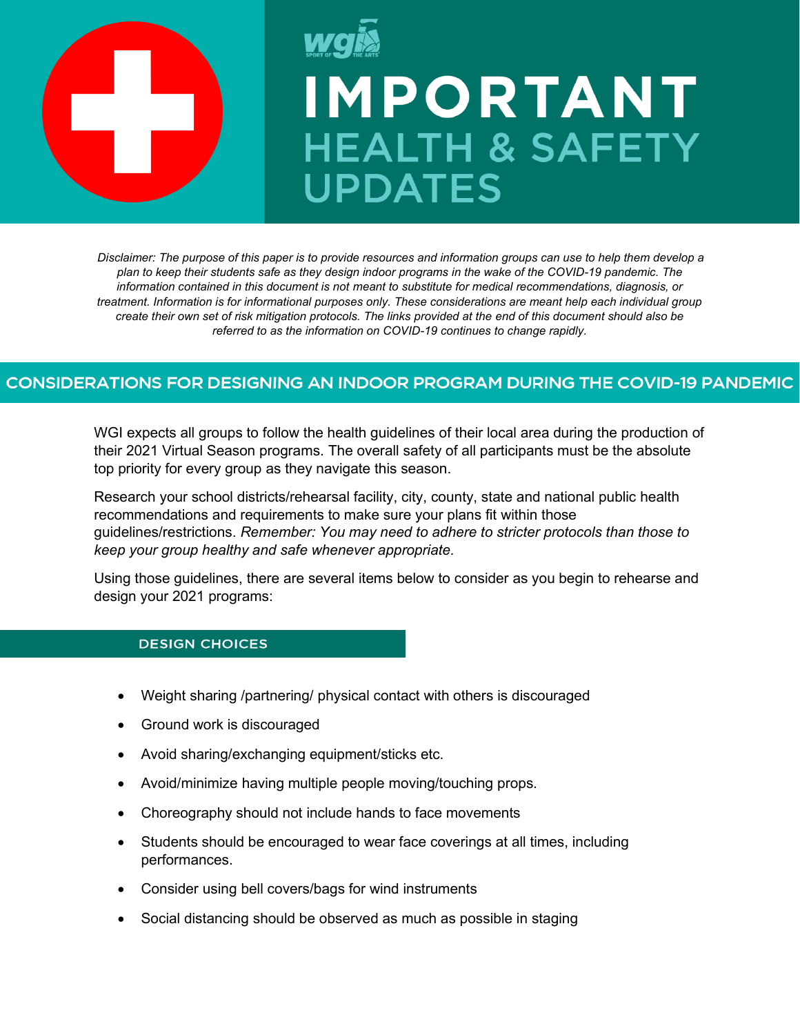# IMPORTANT HEALTH & SAFETY UPDATES

*Disclaimer: The purpose of this paper is to provide resources and information groups can use to help them develop a plan to keep their students safe as they design indoor programs in the wake of the COVID-19 pandemic. The information contained in this document is not meant to substitute for medical recommendations, diagnosis, or treatment. Information is for informational purposes only. These considerations are meant help each individual group create their own set of risk mitigation protocols. The links provided at the end of this document should also be referred to as the information on COVID-19 continues to change rapidly.*

## CONSIDERATIONS FOR DESIGNING AN INDOOR PROGRAM DURING THE COVID-19 PANDEMIC

WGI expects all groups to follow the health guidelines of their local area during the production of their 2021 Virtual Season programs. The overall safety of all participants must be the absolute top priority for every group as they navigate this season.

Research your school districts/rehearsal facility, city, county, state and national public health recommendations and requirements to make sure your plans fit within those guidelines/restrictions. *Remember: You may need to adhere to stricter protocols than those to keep your group healthy and safe whenever appropriate.*

Using those guidelines, there are several items below to consider as you begin to rehearse and design your 2021 programs:

### DESIGN CHOICES

- Weight sharing /partnering/ physical contact with others is discouraged
- Ground work is discouraged
- Avoid sharing/exchanging equipment/sticks etc.
- Avoid/minimize having multiple people moving/touching props.
- Choreography should not include hands to face movements
- Students should be encouraged to wear face coverings at all times, including performances.
- Consider using bell covers/bags for wind instruments
- Social distancing should be observed as much as possible in staging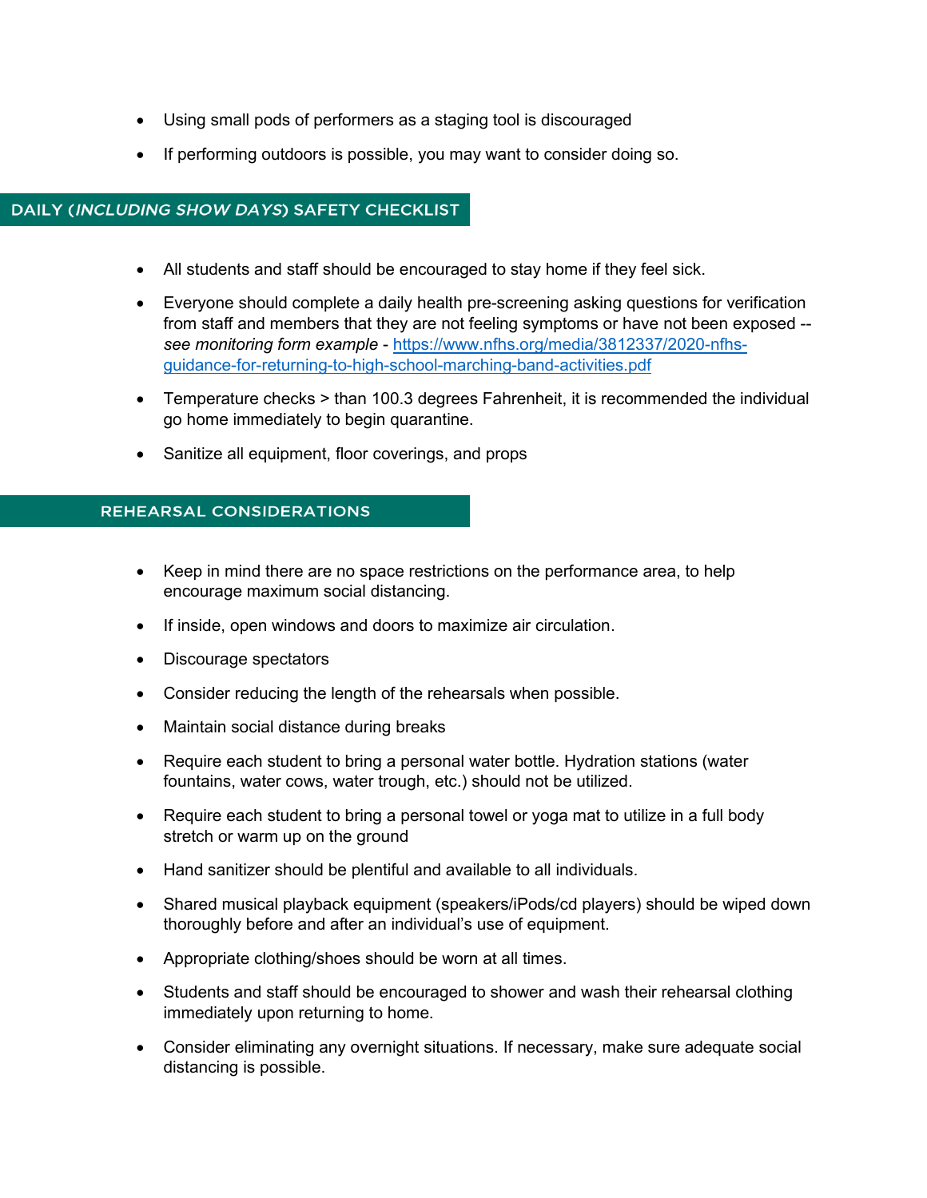- Using small pods of performers as a staging tool is discouraged
- If performing outdoors is possible, you may want to consider doing so.

## DAILY (*INCLUDING SHOW DAYS*) SAFETY CHECKLIST

- All students and staff should be encouraged to stay home if they feel sick.
- Everyone should complete a daily health pre-screening asking questions for verification from staff and members that they are not feeling symptoms or have not been exposed -- *see monitoring form example* - [https://www.nfhs.org/media/3812337/2020-nfhs-guidance-for-returning-to-high-school-marching-band-activities.pdf](https://www.nfhs.org/media/3812337/2020-nfhs-guidance-for-returning-to-high-school-marching-band-activities.pdf)
- Temperature checks > than 100.3 degrees Fahrenheit, it is recommended the individual go home immediately to begin quarantine.
- Sanitize all equipment, floor coverings, and props

## REHEARSAL CONSIDERATIONS

- Keep in mind there are no space restrictions on the performance area, to help encourage maximum social distancing.
- If inside, open windows and doors to maximize air circulation.
- Discourage spectators
- Consider reducing the length of the rehearsals when possible.
- Maintain social distance during breaks
- Require each student to bring a personal water bottle. Hydration stations (water fountains, water cows, water trough, etc.) should not be utilized.
- Require each student to bring a personal towel or yoga mat to utilize in a full body stretch or warm up on the ground
- Hand sanitizer should be plentiful and available to all individuals.
- Shared musical playback equipment (speakers/iPods/cd players) should be wiped down thoroughly before and after an individual's use of equipment.
- Appropriate clothing/shoes should be worn at all times.
- Students and staff should be encouraged to shower and wash their rehearsal clothing immediately upon returning to home.
- Consider eliminating any overnight situations. If necessary, make sure adequate social distancing is possible.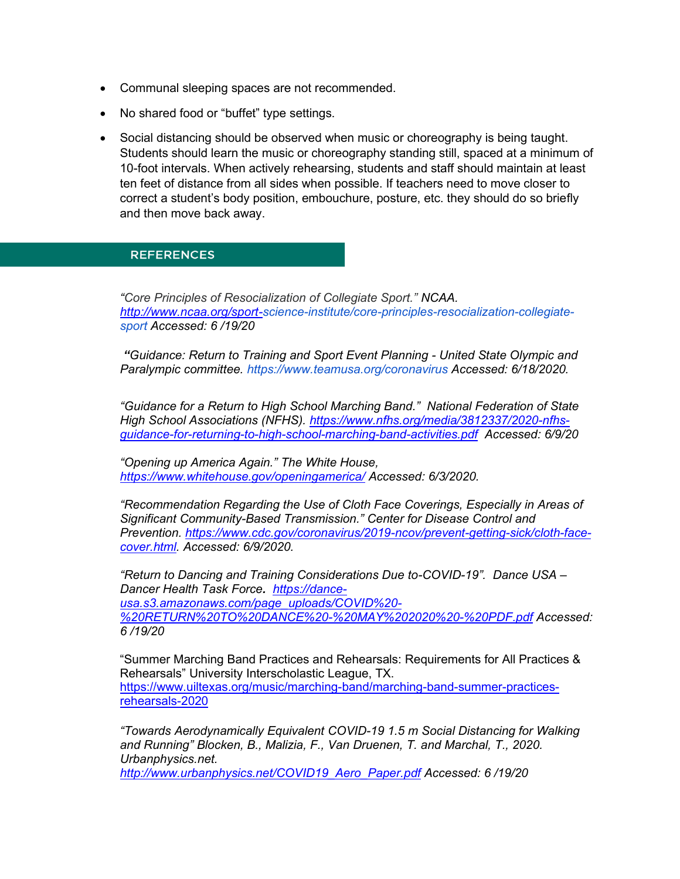- Communal sleeping spaces are not recommended.
- No shared food or "buffet" type settings.
- Social distancing should be observed when music or choreography is being taught. Students should learn the music or choreography standing still, spaced at a minimum of 10-foot intervals. When actively rehearsing, students and staff should maintain at least ten feet of distance from all sides when possible. If teachers need to move closer to correct a student's body position, embouchure, posture, etc. they should do so briefly and then move back away.

## REFERENCES

*"Core Principles of Resocialization of Collegiate Sport." NCAA. http://www.ncaa.org/sport-science-institute/core-principles-resocialization-collegiate-sport Accessed: 6 /19/20*

***"**Guidance: Return to Training and Sport Event Planning - United State Olympic and Paralympic committee. https://www.teamusa.org/coronavirus Accessed: 6/18/2020.*

*"Guidance for a Return to High School Marching Band." National Federation of State High School Associations (NFHS). https://www.nfhs.org/media/3812337/2020-nfhs-guidance-for-returning-to-high-school-marching-band-activities.pdf Accessed: 6/9/20*

*"Opening up America Again." The White House, https://www.whitehouse.gov/openingamerica/ Accessed: 6/3/2020.*

*"Recommendation Regarding the Use of Cloth Face Coverings, Especially in Areas of Significant Community-Based Transmission." Center for Disease Control and Prevention. https://www.cdc.gov/coronavirus/2019-ncov/prevent-getting-sick/cloth-face-cover.html. Accessed: 6/9/2020.*

*"Return to Dancing and Training Considerations Due to-COVID-19". Dance USA – Dancer Health Task Force. https://dance-usa.s3.amazonaws.com/page_uploads/COVID%20-%20RETURN%20TO%20DANCE%20-%20MAY%202020%20-%20PDF.pdf Accessed: 6 /19/20*

"Summer Marching Band Practices and Rehearsals: Requirements for All Practices & Rehearsals" University Interscholastic League, TX. https://www.uiltexas.org/music/marching-band/marching-band-summer-practices-rehearsals-2020

*"Towards Aerodynamically Equivalent COVID-19 1.5 m Social Distancing for Walking and Running" Blocken, B., Malizia, F., Van Druenen, T. and Marchal, T., 2020. Urbanphysics.net. http://www.urbanphysics.net/COVID19_Aero_Paper.pdf Accessed: 6 /19/20*